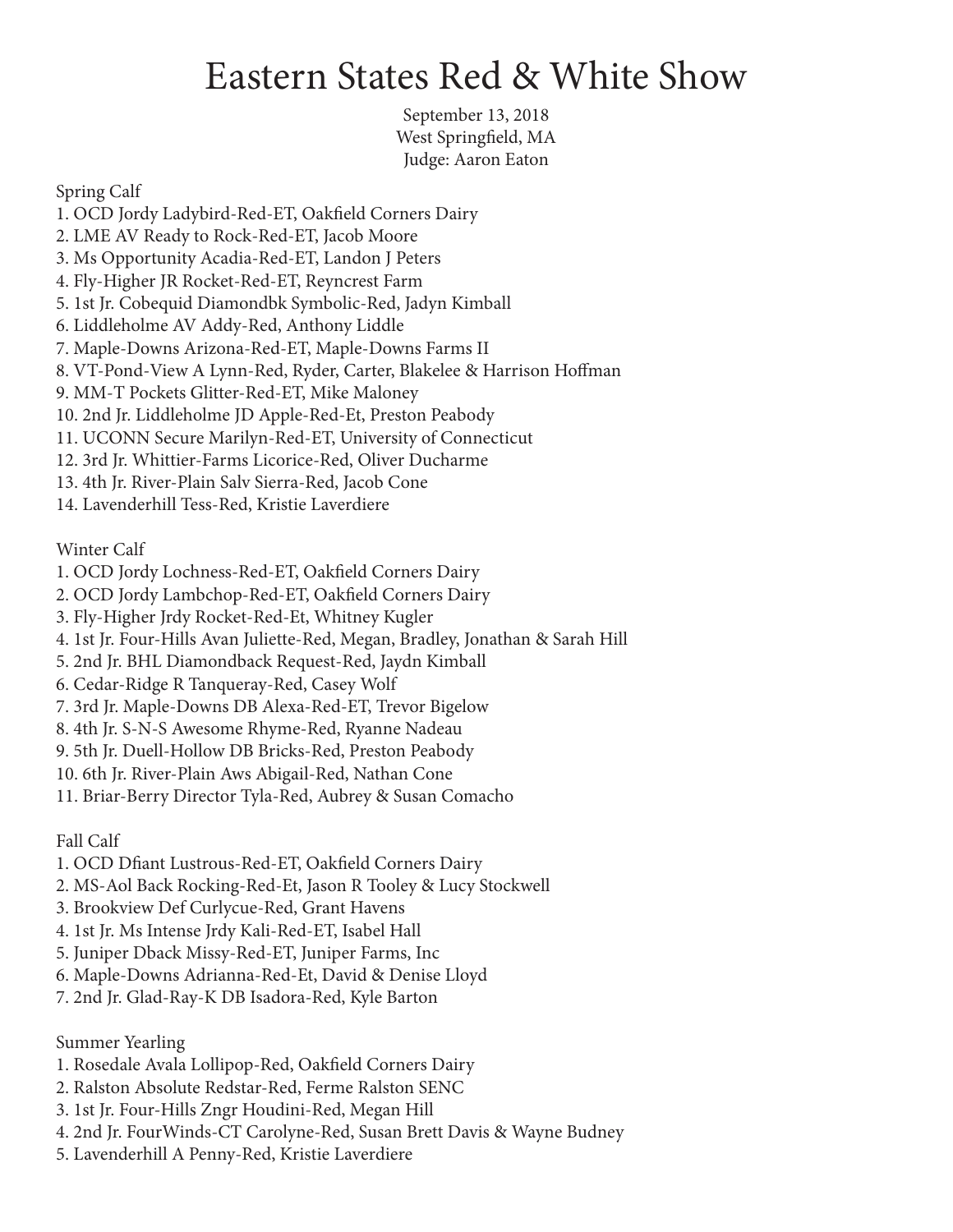# Eastern States Red & White Show

September 13, 2018
West Springfield, MA
Judge: Aaron Eaton

Spring Calf
1. OCD Jordy Ladybird-Red-ET, Oakfield Corners Dairy
2. LME AV Ready to Rock-Red-ET, Jacob Moore
3. Ms Opportunity Acadia-Red-ET, Landon J Peters
4. Fly-Higher JR Rocket-Red-ET, Reyncrest Farm
5. 1st Jr. Cobequid Diamondbk Symbolic-Red, Jadyn Kimball
6. Liddleholme AV Addy-Red, Anthony Liddle
7. Maple-Downs Arizona-Red-ET, Maple-Downs Farms II
8. VT-Pond-View A Lynn-Red, Ryder, Carter, Blakelee & Harrison Hoffman
9. MM-T Pockets Glitter-Red-ET, Mike Maloney
10. 2nd Jr. Liddleholme JD Apple-Red-Et, Preston Peabody
11. UCONN Secure Marilyn-Red-ET, University of Connecticut
12. 3rd Jr. Whittier-Farms Licorice-Red, Oliver Ducharme
13. 4th Jr. River-Plain Salv Sierra-Red, Jacob Cone
14. Lavenderhill Tess-Red, Kristie Laverdiere

Winter Calf
1. OCD Jordy Lochness-Red-ET, Oakfield Corners Dairy
2. OCD Jordy Lambchop-Red-ET, Oakfield Corners Dairy
3. Fly-Higher Jrdy Rocket-Red-Et, Whitney Kugler
4. 1st Jr. Four-Hills Avan Juliette-Red, Megan, Bradley, Jonathan & Sarah Hill
5. 2nd Jr. BHL Diamondback Request-Red, Jaydn Kimball
6. Cedar-Ridge R Tanqueray-Red, Casey Wolf
7. 3rd Jr. Maple-Downs DB Alexa-Red-ET, Trevor Bigelow
8. 4th Jr. S-N-S Awesome Rhyme-Red, Ryanne Nadeau
9. 5th Jr. Duell-Hollow DB Bricks-Red, Preston Peabody
10. 6th Jr. River-Plain Aws Abigail-Red, Nathan Cone
11. Briar-Berry Director Tyla-Red, Aubrey & Susan Comacho

Fall Calf
1. OCD Dfiant Lustrous-Red-ET, Oakfield Corners Dairy
2. MS-Aol Back Rocking-Red-Et, Jason R Tooley & Lucy Stockwell
3. Brookview Def Curlycue-Red, Grant Havens
4. 1st Jr. Ms Intense Jrdy Kali-Red-ET, Isabel Hall
5. Juniper Dback Missy-Red-ET, Juniper Farms, Inc
6. Maple-Downs Adrianna-Red-Et, David & Denise Lloyd
7. 2nd Jr. Glad-Ray-K DB Isadora-Red, Kyle Barton

Summer Yearling
1. Rosedale Avala Lollipop-Red, Oakfield Corners Dairy
2. Ralston Absolute Redstar-Red, Ferme Ralston SENC
3. 1st Jr. Four-Hills Zngr Houdini-Red, Megan Hill
4. 2nd Jr. FourWinds-CT Carolyne-Red, Susan Brett Davis & Wayne Budney
5. Lavenderhill A Penny-Red, Kristie Laverdiere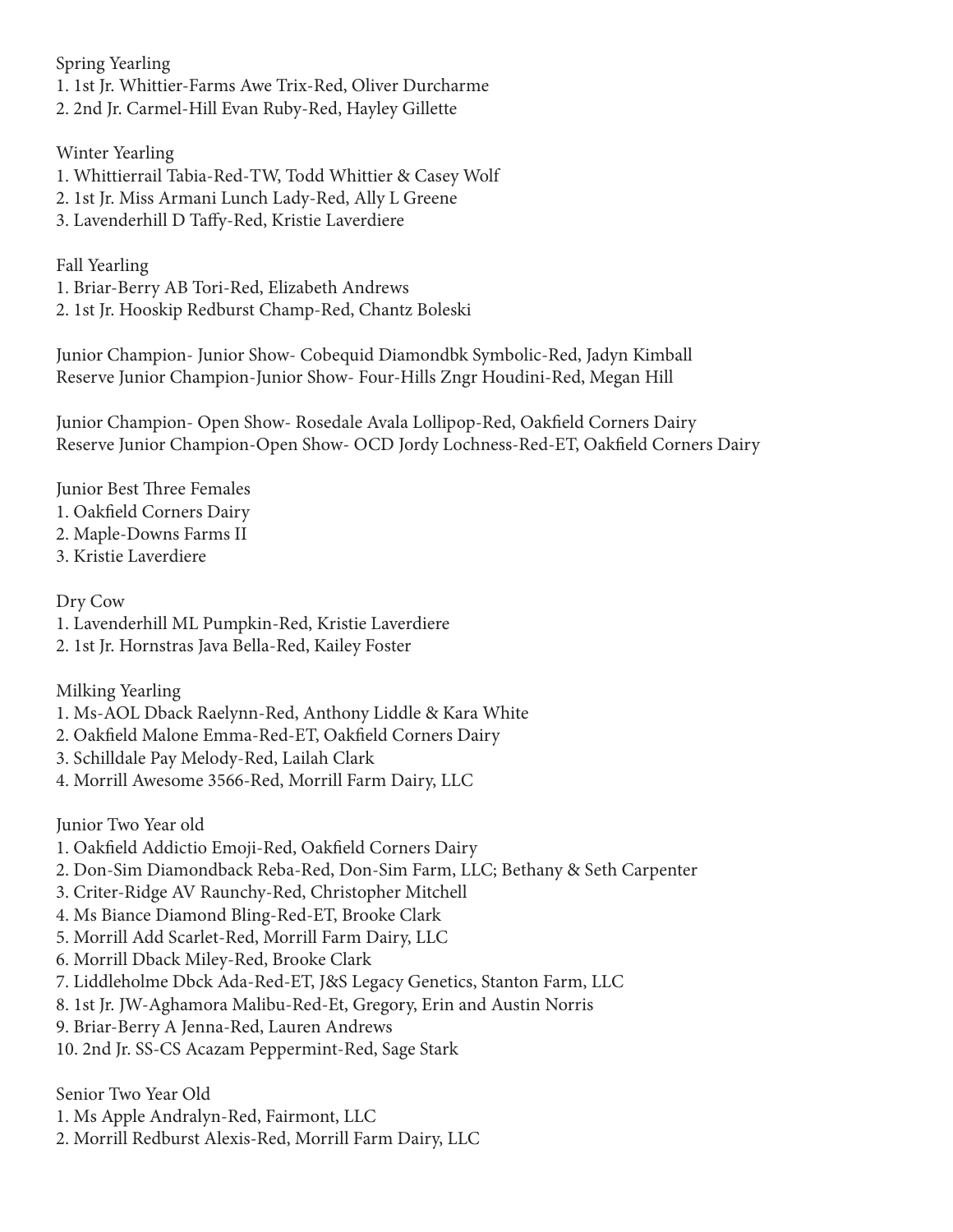Spring Yearling

1. 1st Jr. Whittier-Farms Awe Trix-Red, Oliver Durcharme
2. 2nd Jr. Carmel-Hill Evan Ruby-Red, Hayley Gillette

Winter Yearling

1. Whittierrail Tabia-Red-TW, Todd Whittier & Casey Wolf
2. 1st Jr. Miss Armani Lunch Lady-Red, Ally L Greene
3. Lavenderhill D Taffy-Red, Kristie Laverdiere

Fall Yearling

1. Briar-Berry AB Tori-Red, Elizabeth Andrews
2. 1st Jr. Hooskip Redburst Champ-Red, Chantz Boleski

Junior Champion- Junior Show- Cobequid Diamondbk Symbolic-Red, Jadyn Kimball
Reserve Junior Champion-Junior Show- Four-Hills Zngr Houdini-Red, Megan Hill

Junior Champion- Open Show- Rosedale Avala Lollipop-Red, Oakfield Corners Dairy
Reserve Junior Champion-Open Show- OCD Jordy Lochness-Red-ET, Oakfield Corners Dairy

Junior Best Three Females

1. Oakfield Corners Dairy
2. Maple-Downs Farms II
3. Kristie Laverdiere

Dry Cow

1. Lavenderhill ML Pumpkin-Red, Kristie Laverdiere
2. 1st Jr. Hornstras Java Bella-Red, Kailey Foster

Milking Yearling

1. Ms-AOL Dback Raelynn-Red, Anthony Liddle & Kara White
2. Oakfield Malone Emma-Red-ET, Oakfield Corners Dairy
3. Schilldale Pay Melody-Red, Lailah Clark
4. Morrill Awesome 3566-Red, Morrill Farm Dairy, LLC

Junior Two Year old

1. Oakfield Addictio Emoji-Red, Oakfield Corners Dairy
2. Don-Sim Diamondback Reba-Red, Don-Sim Farm, LLC; Bethany & Seth Carpenter
3. Criter-Ridge AV Raunchy-Red, Christopher Mitchell
4. Ms Biance Diamond Bling-Red-ET, Brooke Clark
5. Morrill Add Scarlet-Red, Morrill Farm Dairy, LLC
6. Morrill Dback Miley-Red, Brooke Clark
7. Liddleholme Dbck Ada-Red-ET, J&S Legacy Genetics, Stanton Farm, LLC
8. 1st Jr. JW-Aghamora Malibu-Red-Et, Gregory, Erin and Austin Norris
9. Briar-Berry A Jenna-Red, Lauren Andrews
10. 2nd Jr. SS-CS Acazam Peppermint-Red, Sage Stark

Senior Two Year Old

1. Ms Apple Andralyn-Red, Fairmont, LLC
2. Morrill Redburst Alexis-Red, Morrill Farm Dairy, LLC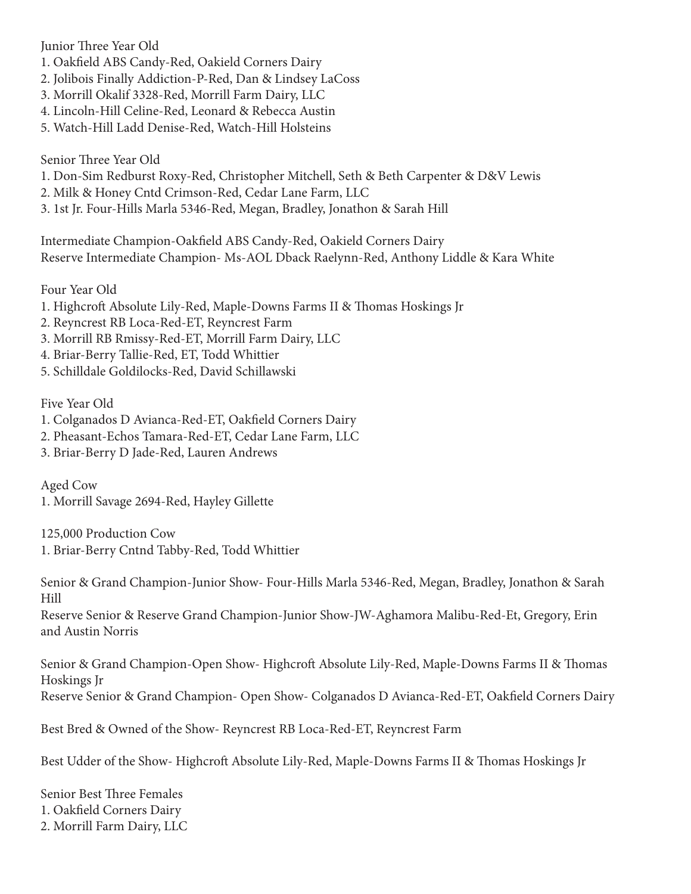Junior Three Year Old

1. Oakfield ABS Candy-Red, Oakield Corners Dairy
2. Jolibois Finally Addiction-P-Red, Dan & Lindsey LaCoss
3. Morrill Okalif 3328-Red, Morrill Farm Dairy, LLC
4. Lincoln-Hill Celine-Red, Leonard & Rebecca Austin
5. Watch-Hill Ladd Denise-Red, Watch-Hill Holsteins

Senior Three Year Old

1. Don-Sim Redburst Roxy-Red, Christopher Mitchell, Seth & Beth Carpenter & D&V Lewis
2. Milk & Honey Cntd Crimson-Red, Cedar Lane Farm, LLC
3. 1st Jr. Four-Hills Marla 5346-Red, Megan, Bradley, Jonathon & Sarah Hill

Intermediate Champion-Oakfield ABS Candy-Red, Oakield Corners Dairy
Reserve Intermediate Champion- Ms-AOL Dback Raelynn-Red, Anthony Liddle & Kara White

Four Year Old

1. Highcroft Absolute Lily-Red, Maple-Downs Farms II & Thomas Hoskings Jr
2. Reyncrest RB Loca-Red-ET, Reyncrest Farm
3. Morrill RB Rmissy-Red-ET, Morrill Farm Dairy, LLC
4. Briar-Berry Tallie-Red, ET, Todd Whittier
5. Schilldale Goldilocks-Red, David Schillawski

Five Year Old

1. Colganados D Avianca-Red-ET, Oakfield Corners Dairy
2. Pheasant-Echos Tamara-Red-ET, Cedar Lane Farm, LLC
3. Briar-Berry D Jade-Red, Lauren Andrews

Aged Cow

1. Morrill Savage 2694-Red, Hayley Gillette

125,000 Production Cow

1. Briar-Berry Cntnd Tabby-Red, Todd Whittier

Senior & Grand Champion-Junior Show- Four-Hills Marla 5346-Red, Megan, Bradley, Jonathon & Sarah Hill
Reserve Senior & Reserve Grand Champion-Junior Show-JW-Aghamora Malibu-Red-Et, Gregory, Erin and Austin Norris

Senior & Grand Champion-Open Show- Highcroft Absolute Lily-Red, Maple-Downs Farms II & Thomas Hoskings Jr
Reserve Senior & Grand Champion- Open Show- Colganados D Avianca-Red-ET, Oakfield Corners Dairy

Best Bred & Owned of the Show- Reyncrest RB Loca-Red-ET, Reyncrest Farm

Best Udder of the Show- Highcroft Absolute Lily-Red, Maple-Downs Farms II & Thomas Hoskings Jr

Senior Best Three Females

1. Oakfield Corners Dairy
2. Morrill Farm Dairy, LLC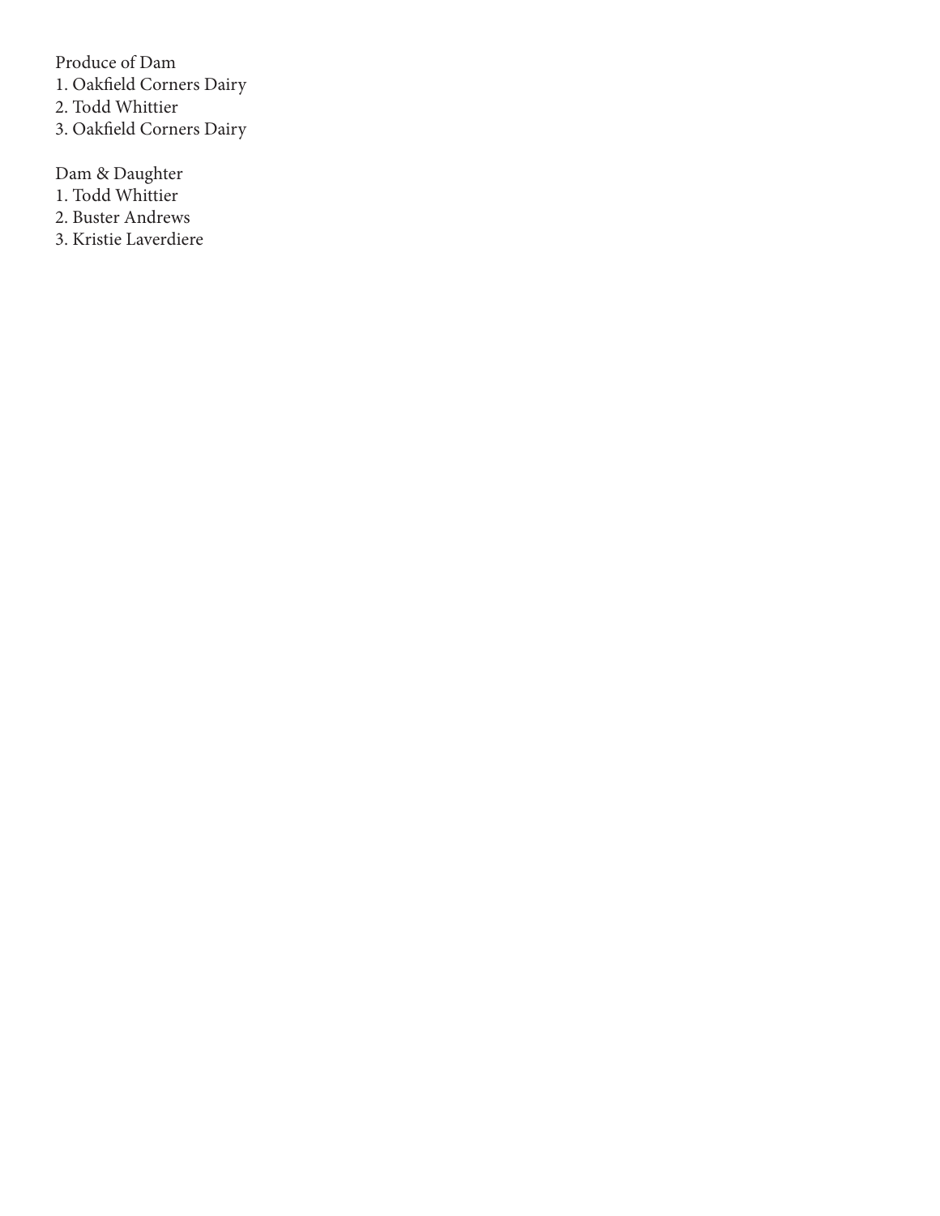Produce of Dam

1. Oakfield Corners Dairy
2. Todd Whittier
3. Oakfield Corners Dairy

Dam & Daughter

1. Todd Whittier
2. Buster Andrews
3. Kristie Laverdiere